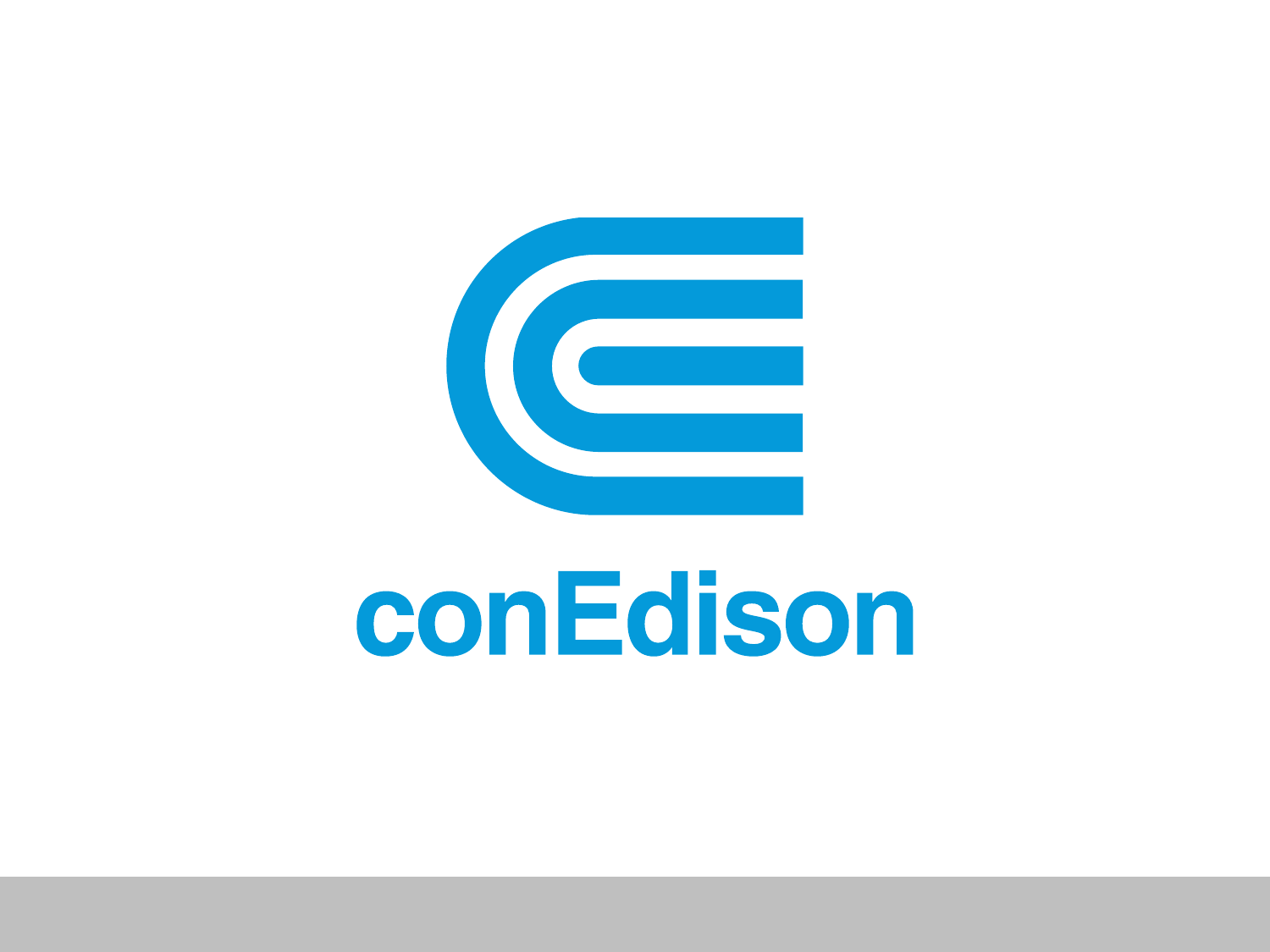conEdison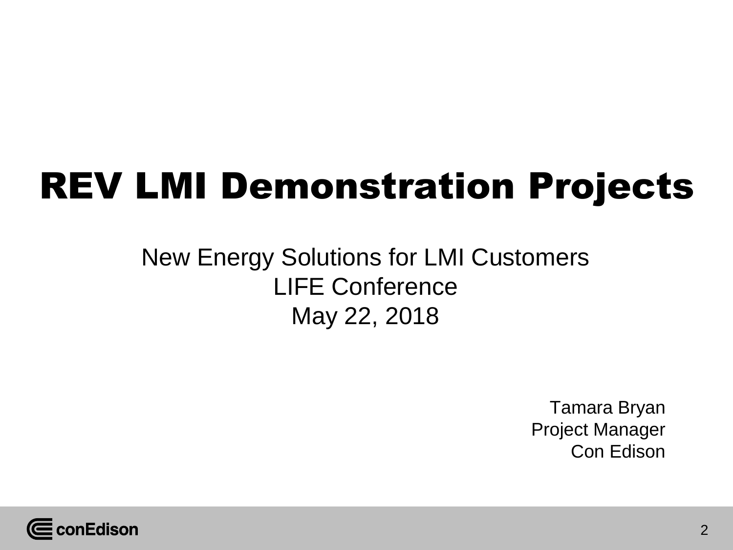# REV LMI Demonstration Projects

New Energy Solutions for LMI Customers
LIFE Conference
May 22, 2018

Tamara Bryan
Project Manager
Con Edison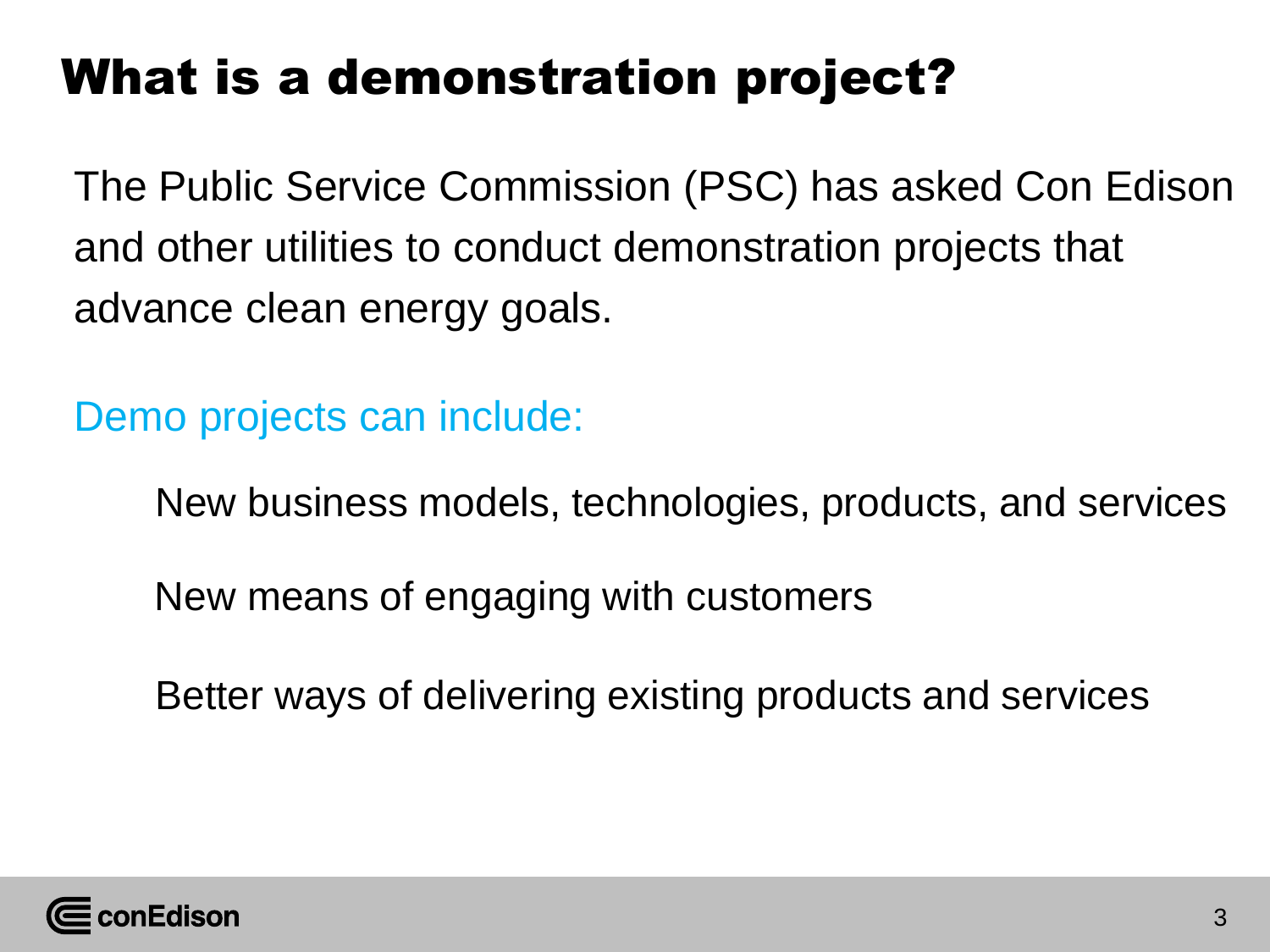# What is a demonstration project?

The Public Service Commission (PSC) has asked Con Edison and other utilities to conduct demonstration projects that advance clean energy goals.

Demo projects can include:

- New business models, technologies, products, and services
- New means of engaging with customers
- Better ways of delivering existing products and services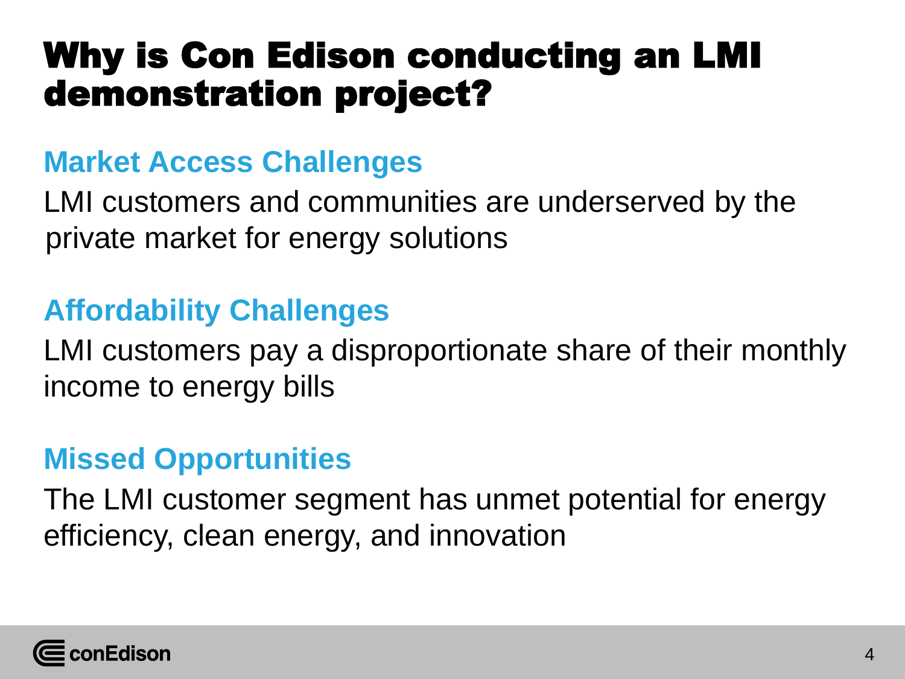# Why is Con Edison conducting an LMI demonstration project?

## Market Access Challenges

LMI customers and communities are underserved by the private market for energy solutions

## Affordability Challenges

LMI customers pay a disproportionate share of their monthly income to energy bills

## Missed Opportunities

The LMI customer segment has unmet potential for energy efficiency, clean energy, and innovation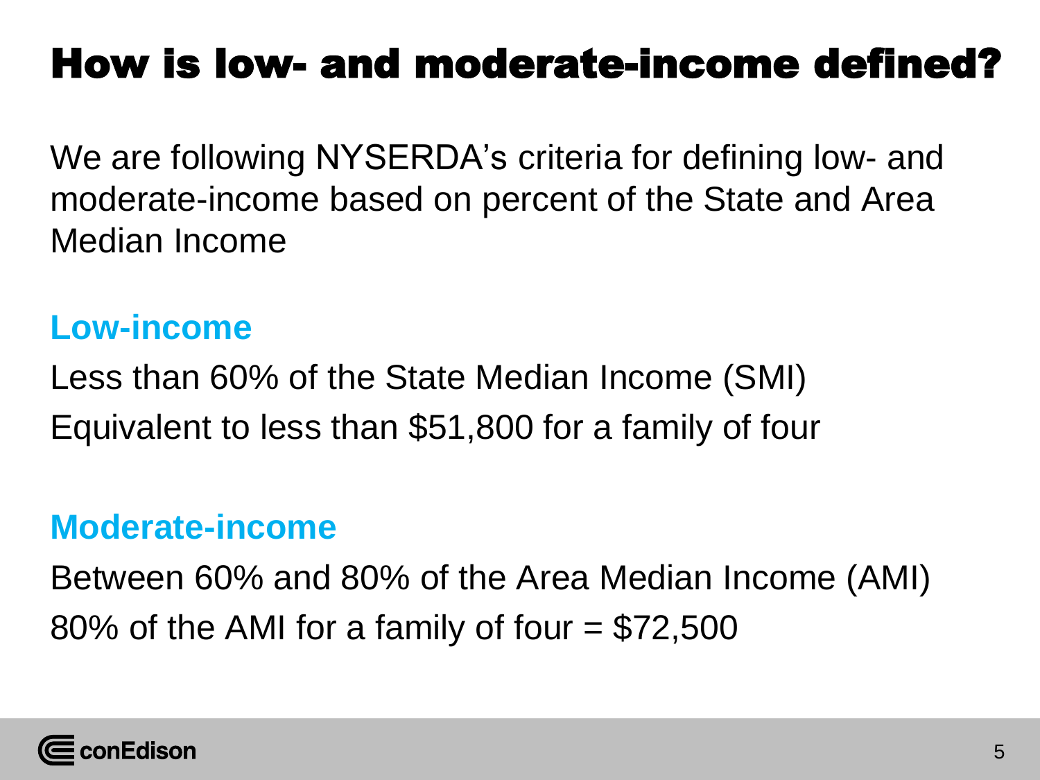# How is low- and moderate-income defined?

We are following NYSERDA's criteria for defining low- and moderate-income based on percent of the State and Area Median Income

## Low-income

Less than 60% of the State Median Income (SMI)

Equivalent to less than $51,800 for a family of four

## Moderate-income

Between 60% and 80% of the Area Median Income (AMI)

80% of the AMI for a family of four = $72,500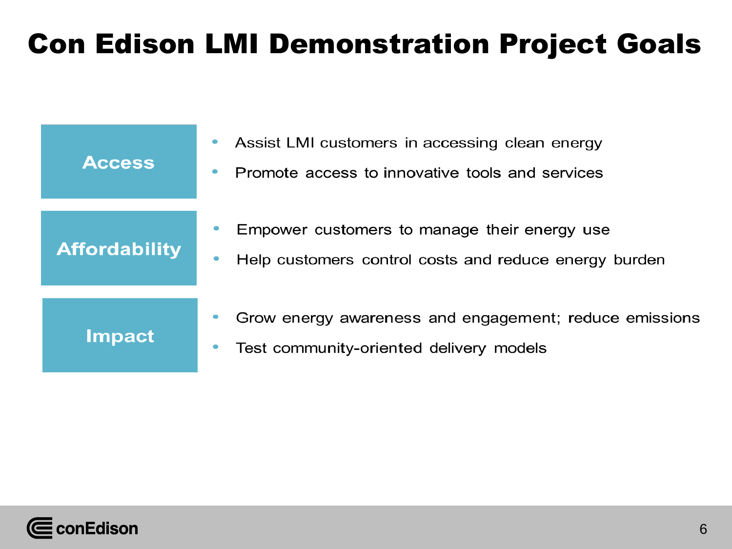# Con Edison LMI Demonstration Project Goals

| | |
|---|---|
| **Access** | • Assist LMI customers in accessing clean energy<br>• Promote access to innovative tools and services |
| **Affordability** | • Empower customers to manage their energy use<br>• Help customers control costs and reduce energy burden |
| **Impact** | • Grow energy awareness and engagement; reduce emissions<br>• Test community-oriented delivery models |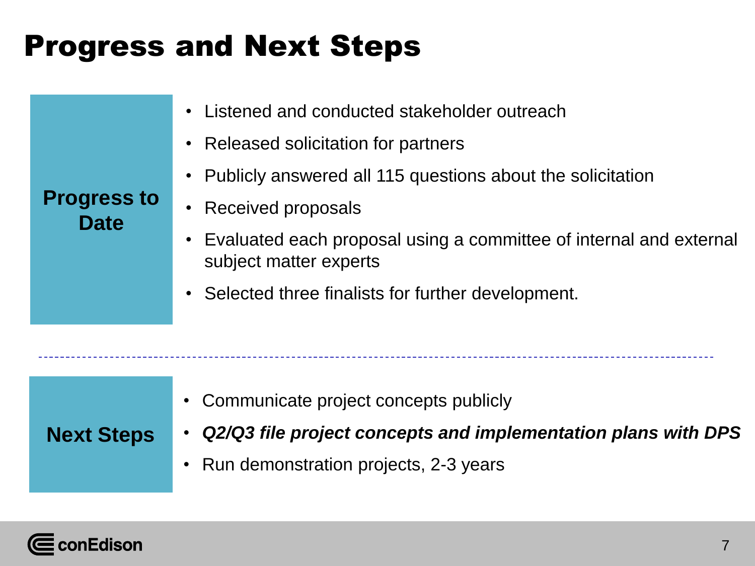# Progress and Next Steps

## Progress to Date

- Listened and conducted stakeholder outreach
- Released solicitation for partners
- Publicly answered all 115 questions about the solicitation
- Received proposals
- Evaluated each proposal using a committee of internal and external subject matter experts
- Selected three finalists for further development.

## Next Steps

- Communicate project concepts publicly
- ***Q2/Q3 file project concepts and implementation plans with DPS***
- Run demonstration projects, 2-3 years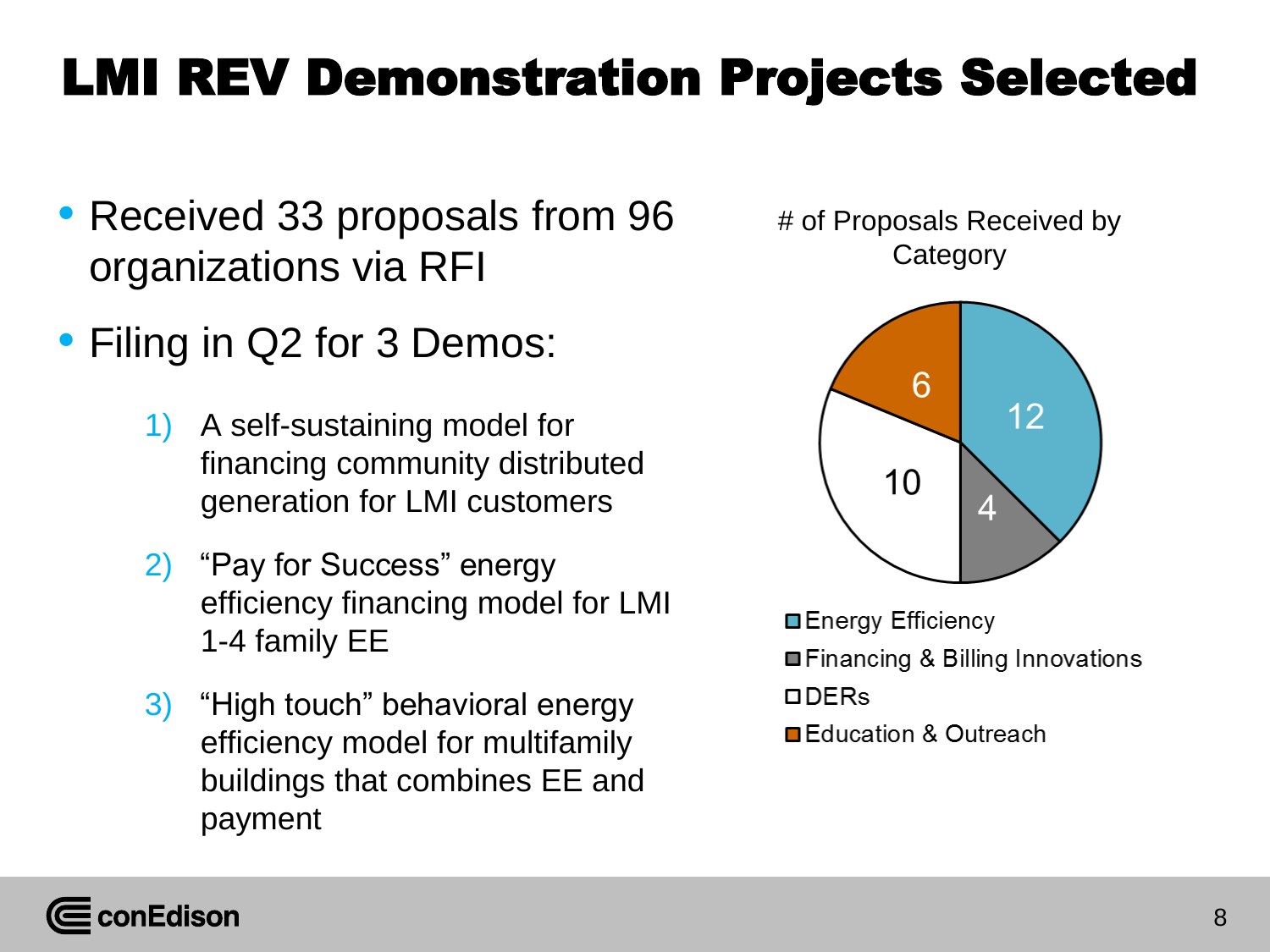# LMI REV Demonstration Projects Selected

- Received 33 proposals from 96 organizations via RFI
- Filing in Q2 for 3 Demos:
  1) A self-sustaining model for financing community distributed generation for LMI customers
  2) "Pay for Success" energy efficiency financing model for LMI 1-4 family EE
  3) "High touch" behavioral energy efficiency model for multifamily buildings that combines EE and payment

# of Proposals Received by Category

| Category | # of Proposals |
| --- | --- |
| Energy Efficiency | 12 |
| Financing & Billing Innovations | 4 |
| DERs | 10 |
| Education & Outreach | 6 |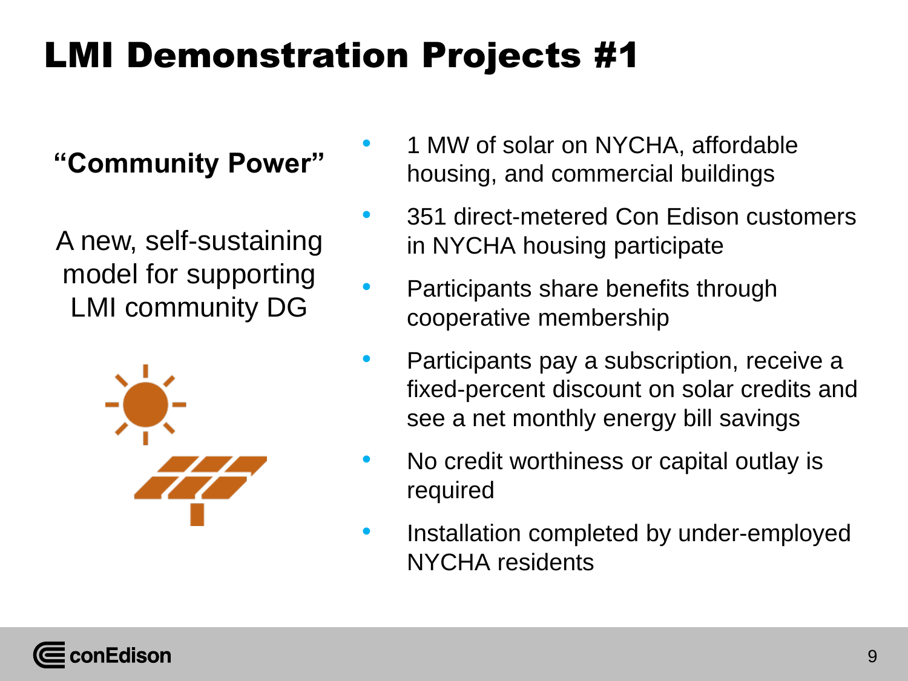# LMI Demonstration Projects #1

**"Community Power"**

A new, self-sustaining model for supporting LMI community DG

- 1 MW of solar on NYCHA, affordable housing, and commercial buildings
- 351 direct-metered Con Edison customers in NYCHA housing participate
- Participants share benefits through cooperative membership
- Participants pay a subscription, receive a fixed-percent discount on solar credits and see a net monthly energy bill savings
- No credit worthiness or capital outlay is required
- Installation completed by under-employed NYCHA residents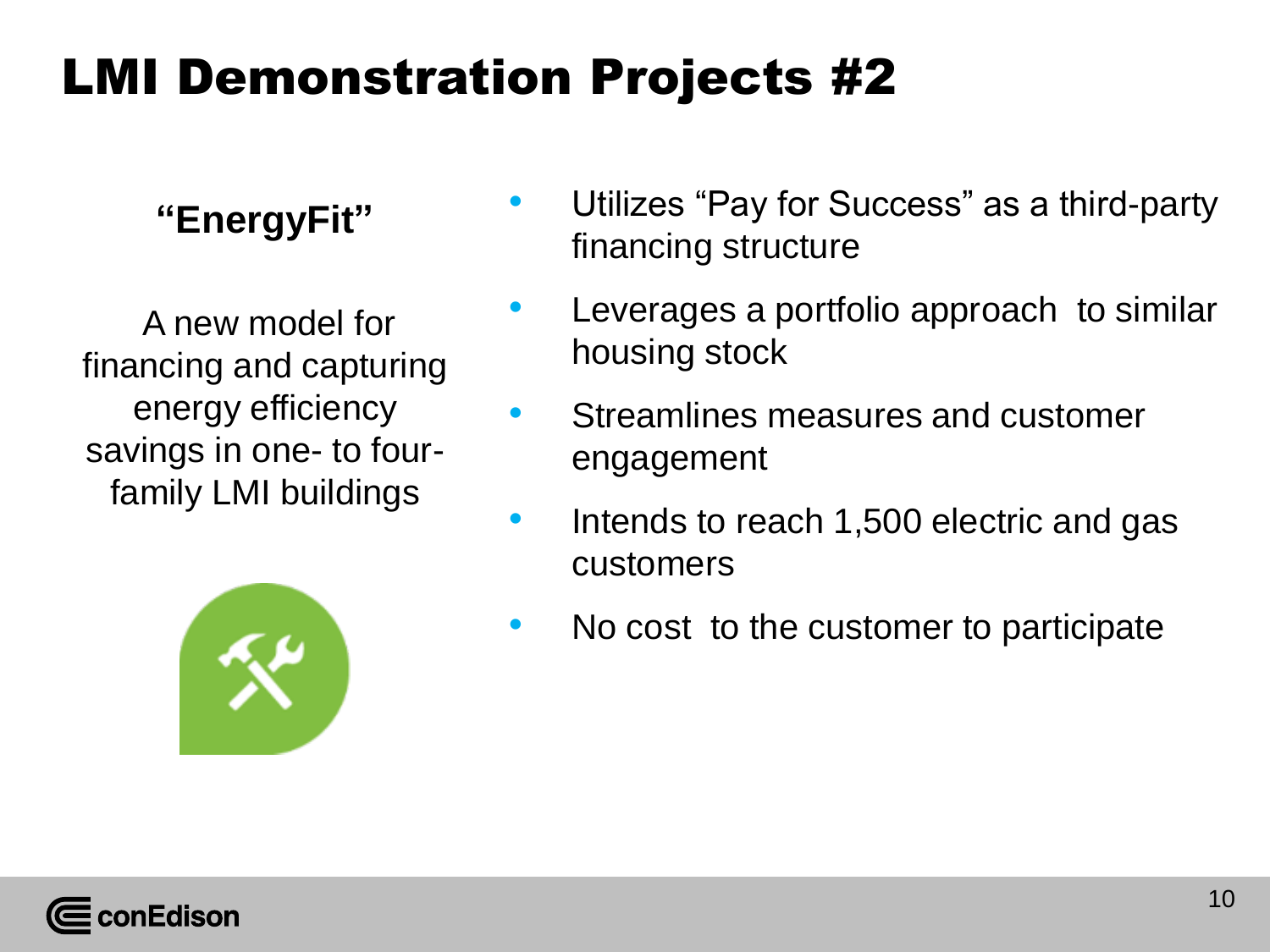# LMI Demonstration Projects #2

**"EnergyFit"**

A new model for financing and capturing energy efficiency savings in one- to four-family LMI buildings

- Utilizes "Pay for Success" as a third-party financing structure
- Leverages a portfolio approach to similar housing stock
- Streamlines measures and customer engagement
- Intends to reach 1,500 electric and gas customers
- No cost to the customer to participate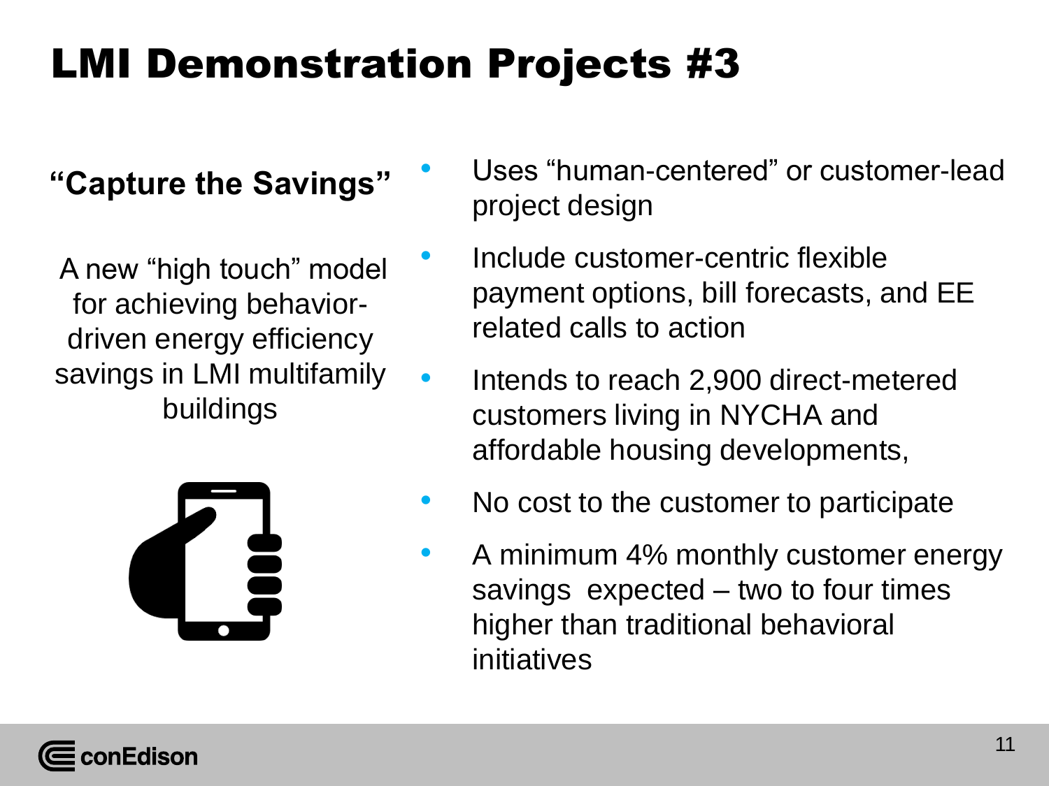# LMI Demonstration Projects #3

**"Capture the Savings"**

A new "high touch" model for achieving behavior-driven energy efficiency savings in LMI multifamily buildings

- Uses "human-centered" or customer-lead project design
- Include customer-centric flexible payment options, bill forecasts, and EE related calls to action
- Intends to reach 2,900 direct-metered customers living in NYCHA and affordable housing developments,
- No cost to the customer to participate
- A minimum 4% monthly customer energy savings expected – two to four times higher than traditional behavioral initiatives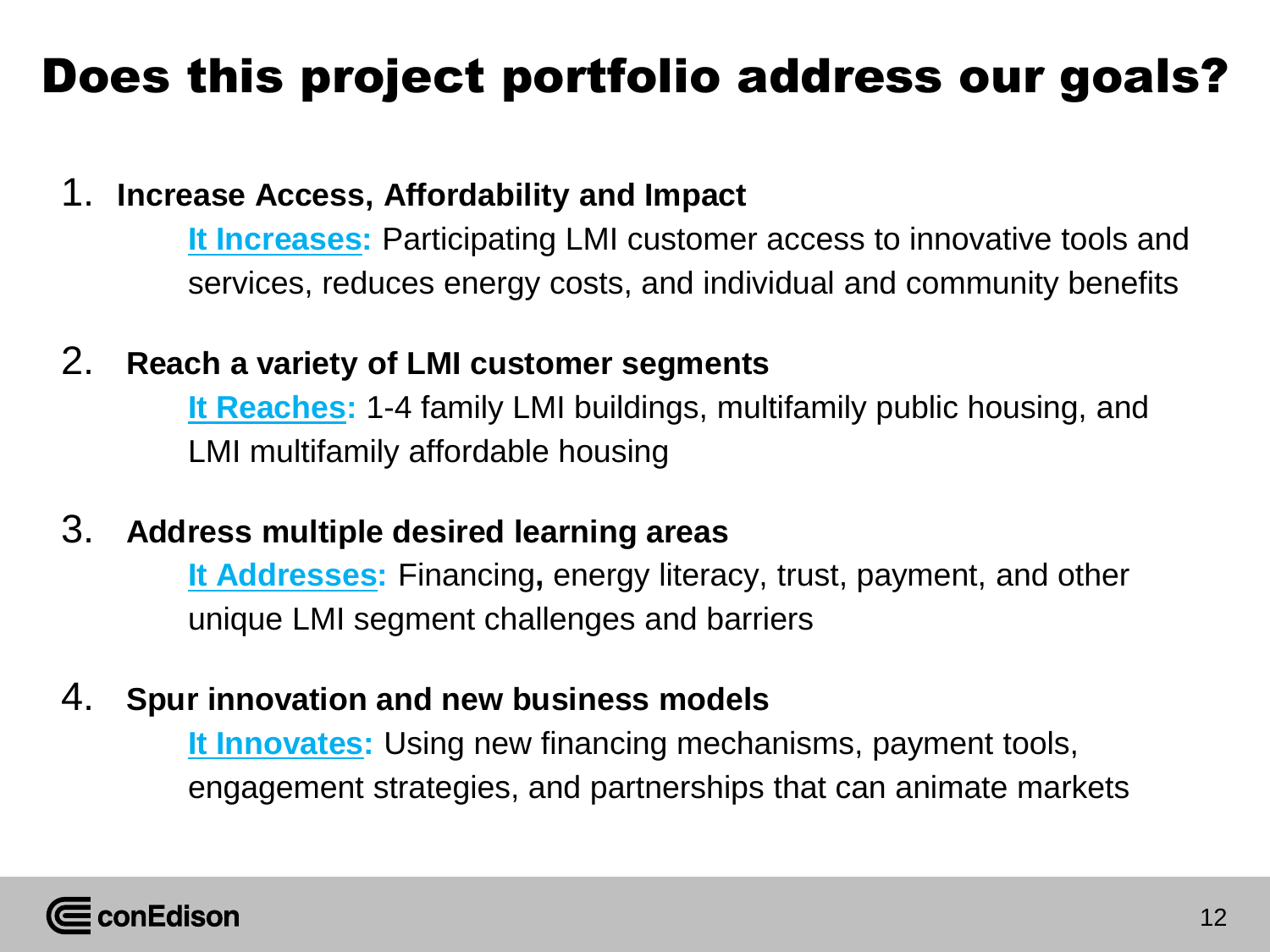# Does this project portfolio address our goals?

1. **Increase Access, Affordability and Impact**

   **It Increases:** Participating LMI customer access to innovative tools and services, reduces energy costs, and individual and community benefits

2. **Reach a variety of LMI customer segments**

   **It Reaches:** 1-4 family LMI buildings, multifamily public housing, and LMI multifamily affordable housing

3. **Address multiple desired learning areas**

   **It Addresses:** Financing, energy literacy, trust, payment, and other unique LMI segment challenges and barriers

4. **Spur innovation and new business models**

   **It Innovates:** Using new financing mechanisms, payment tools, engagement strategies, and partnerships that can animate markets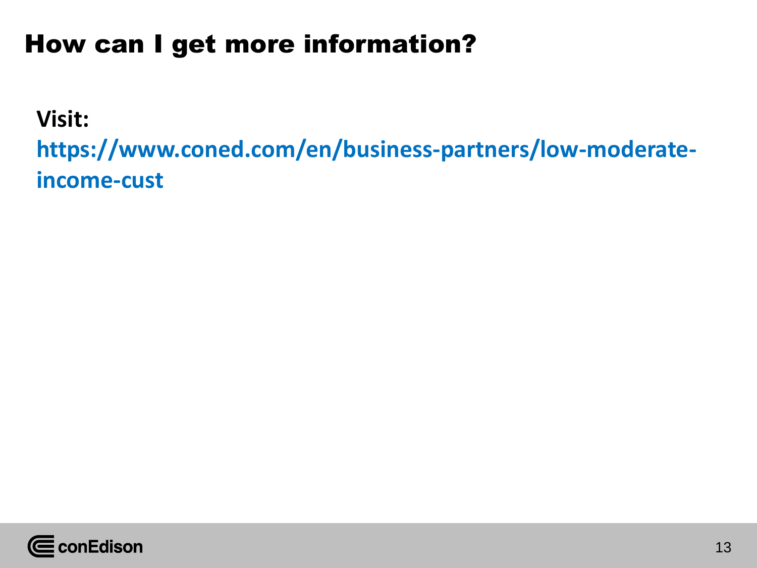# How can I get more information?

**Visit:**

**https://www.coned.com/en/business-partners/low-moderate-income-cust**